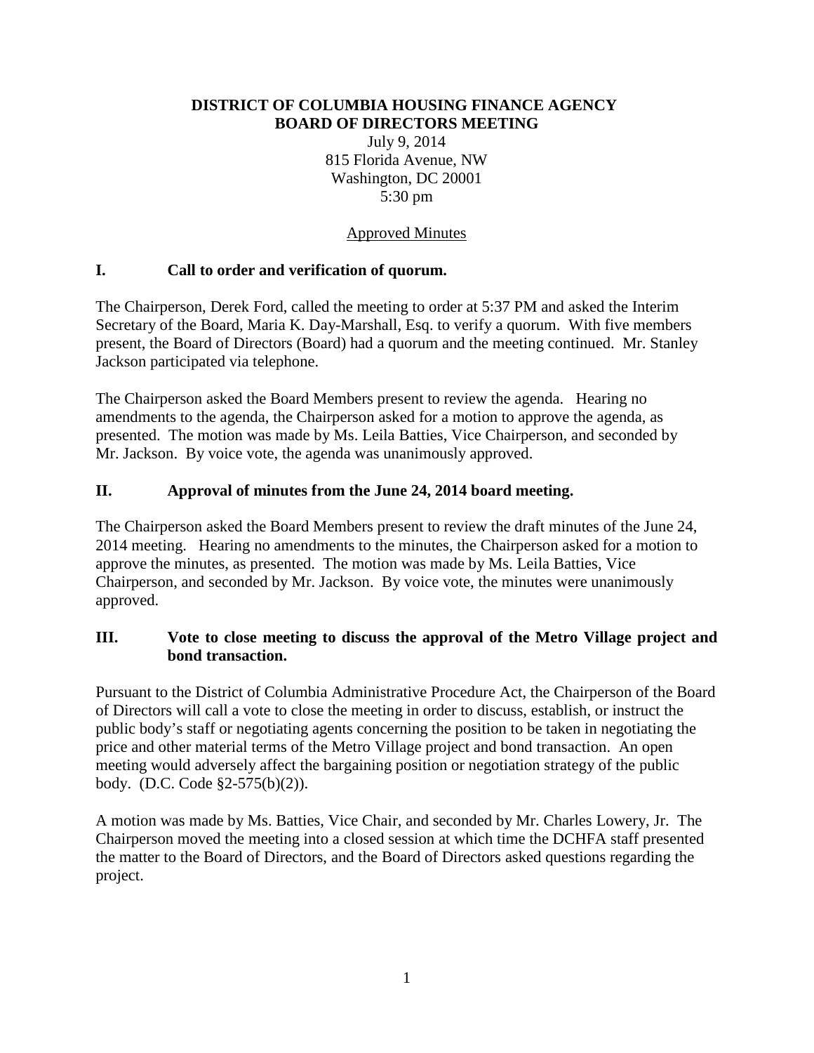**DISTRICT OF COLUMBIA HOUSING FINANCE AGENCY**
**BOARD OF DIRECTORS MEETING**

July 9, 2014
815 Florida Avenue, NW
Washington, DC 20001
5:30 pm

Approved Minutes

## I. Call to order and verification of quorum.

The Chairperson, Derek Ford, called the meeting to order at 5:37 PM and asked the Interim Secretary of the Board, Maria K. Day-Marshall, Esq. to verify a quorum. With five members present, the Board of Directors (Board) had a quorum and the meeting continued. Mr. Stanley Jackson participated via telephone.

The Chairperson asked the Board Members present to review the agenda. Hearing no amendments to the agenda, the Chairperson asked for a motion to approve the agenda, as presented. The motion was made by Ms. Leila Batties, Vice Chairperson, and seconded by Mr. Jackson. By voice vote, the agenda was unanimously approved.

## II. Approval of minutes from the June 24, 2014 board meeting.

The Chairperson asked the Board Members present to review the draft minutes of the June 24, 2014 meeting. Hearing no amendments to the minutes, the Chairperson asked for a motion to approve the minutes, as presented. The motion was made by Ms. Leila Batties, Vice Chairperson, and seconded by Mr. Jackson. By voice vote, the minutes were unanimously approved.

## III. Vote to close meeting to discuss the approval of the Metro Village project and bond transaction.

Pursuant to the District of Columbia Administrative Procedure Act, the Chairperson of the Board of Directors will call a vote to close the meeting in order to discuss, establish, or instruct the public body's staff or negotiating agents concerning the position to be taken in negotiating the price and other material terms of the Metro Village project and bond transaction. An open meeting would adversely affect the bargaining position or negotiation strategy of the public body. (D.C. Code §2-575(b)(2)).

A motion was made by Ms. Batties, Vice Chair, and seconded by Mr. Charles Lowery, Jr. The Chairperson moved the meeting into a closed session at which time the DCHFA staff presented the matter to the Board of Directors, and the Board of Directors asked questions regarding the project.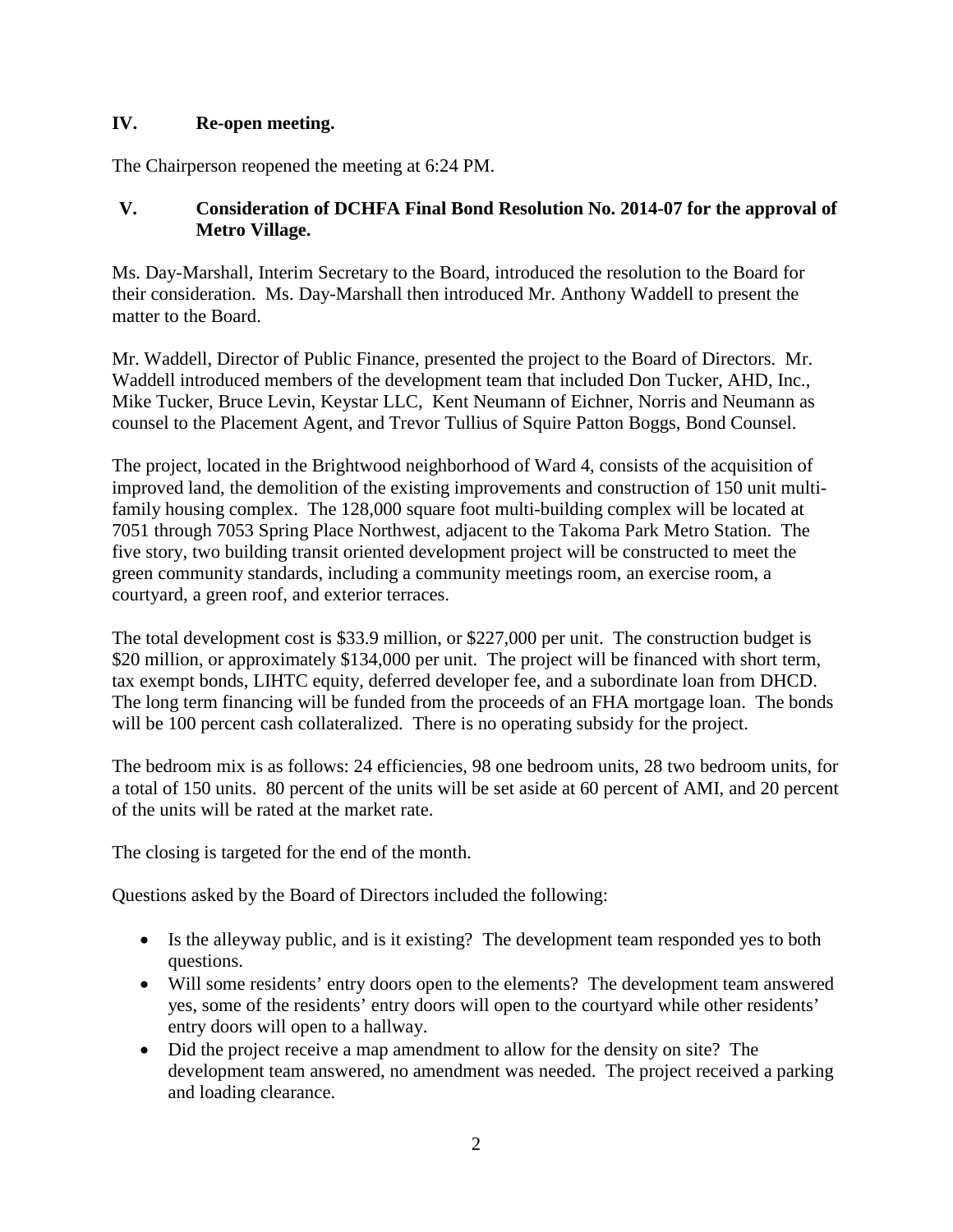## IV. Re-open meeting.

The Chairperson reopened the meeting at 6:24 PM.

## V. Consideration of DCHFA Final Bond Resolution No. 2014-07 for the approval of Metro Village.

Ms. Day-Marshall, Interim Secretary to the Board, introduced the resolution to the Board for their consideration. Ms. Day-Marshall then introduced Mr. Anthony Waddell to present the matter to the Board.

Mr. Waddell, Director of Public Finance, presented the project to the Board of Directors. Mr. Waddell introduced members of the development team that included Don Tucker, AHD, Inc., Mike Tucker, Bruce Levin, Keystar LLC, Kent Neumann of Eichner, Norris and Neumann as counsel to the Placement Agent, and Trevor Tullius of Squire Patton Boggs, Bond Counsel.

The project, located in the Brightwood neighborhood of Ward 4, consists of the acquisition of improved land, the demolition of the existing improvements and construction of 150 unit multi-family housing complex. The 128,000 square foot multi-building complex will be located at 7051 through 7053 Spring Place Northwest, adjacent to the Takoma Park Metro Station. The five story, two building transit oriented development project will be constructed to meet the green community standards, including a community meetings room, an exercise room, a courtyard, a green roof, and exterior terraces.

The total development cost is $33.9 million, or $227,000 per unit. The construction budget is $20 million, or approximately $134,000 per unit. The project will be financed with short term, tax exempt bonds, LIHTC equity, deferred developer fee, and a subordinate loan from DHCD. The long term financing will be funded from the proceeds of an FHA mortgage loan. The bonds will be 100 percent cash collateralized. There is no operating subsidy for the project.

The bedroom mix is as follows: 24 efficiencies, 98 one bedroom units, 28 two bedroom units, for a total of 150 units. 80 percent of the units will be set aside at 60 percent of AMI, and 20 percent of the units will be rated at the market rate.

The closing is targeted for the end of the month.

Questions asked by the Board of Directors included the following:

- Is the alleyway public, and is it existing? The development team responded yes to both questions.
- Will some residents' entry doors open to the elements? The development team answered yes, some of the residents' entry doors will open to the courtyard while other residents' entry doors will open to a hallway.
- Did the project receive a map amendment to allow for the density on site? The development team answered, no amendment was needed. The project received a parking and loading clearance.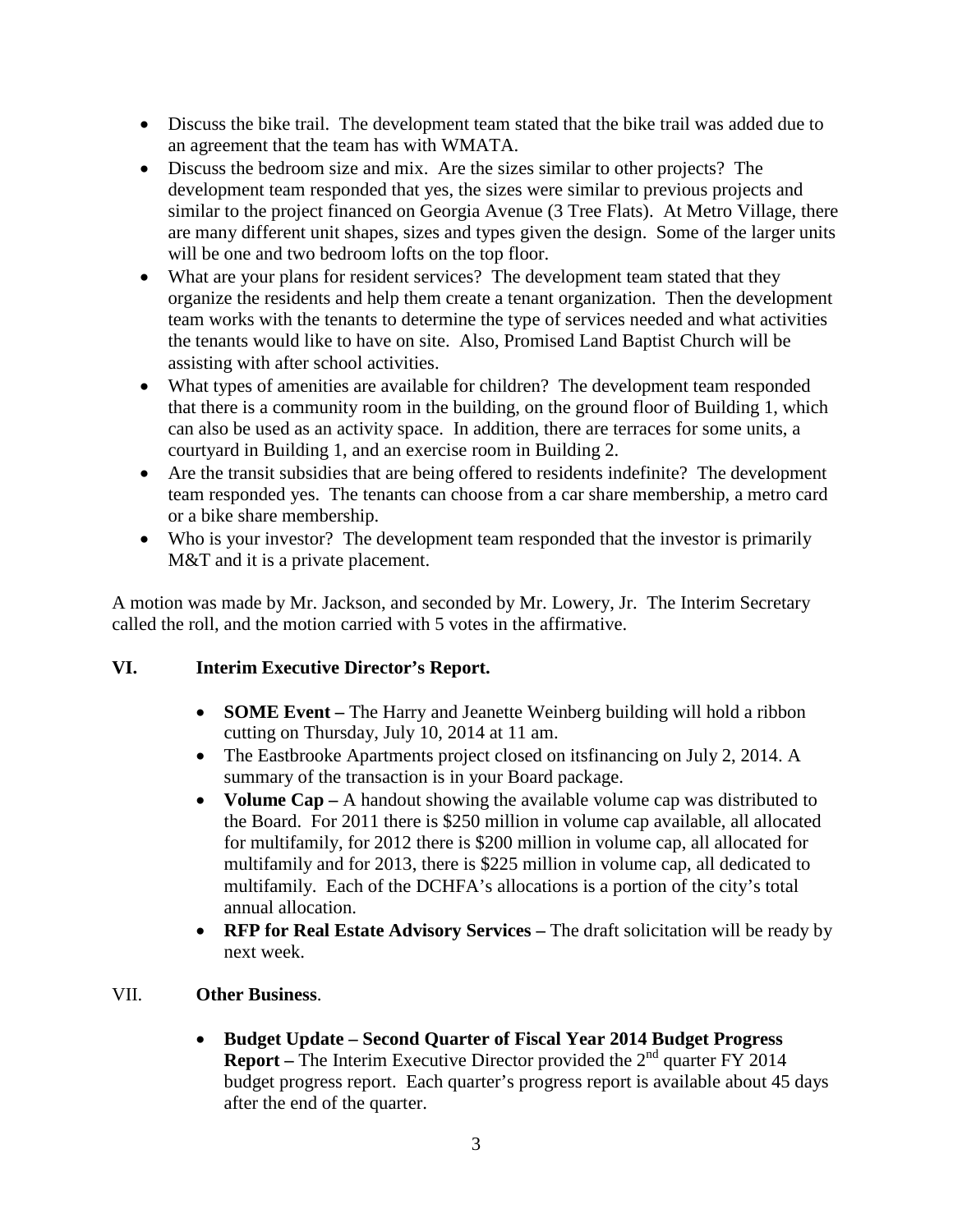- Discuss the bike trail. The development team stated that the bike trail was added due to an agreement that the team has with WMATA.
- Discuss the bedroom size and mix. Are the sizes similar to other projects? The development team responded that yes, the sizes were similar to previous projects and similar to the project financed on Georgia Avenue (3 Tree Flats). At Metro Village, there are many different unit shapes, sizes and types given the design. Some of the larger units will be one and two bedroom lofts on the top floor.
- What are your plans for resident services? The development team stated that they organize the residents and help them create a tenant organization. Then the development team works with the tenants to determine the type of services needed and what activities the tenants would like to have on site. Also, Promised Land Baptist Church will be assisting with after school activities.
- What types of amenities are available for children? The development team responded that there is a community room in the building, on the ground floor of Building 1, which can also be used as an activity space. In addition, there are terraces for some units, a courtyard in Building 1, and an exercise room in Building 2.
- Are the transit subsidies that are being offered to residents indefinite? The development team responded yes. The tenants can choose from a car share membership, a metro card or a bike share membership.
- Who is your investor? The development team responded that the investor is primarily M&T and it is a private placement.

A motion was made by Mr. Jackson, and seconded by Mr. Lowery, Jr. The Interim Secretary called the roll, and the motion carried with 5 votes in the affirmative.

## VI. Interim Executive Director's Report.

- **SOME Event –** The Harry and Jeanette Weinberg building will hold a ribbon cutting on Thursday, July 10, 2014 at 11 am.
- The Eastbrooke Apartments project closed on itsfinancing on July 2, 2014. A summary of the transaction is in your Board package.
- **Volume Cap –** A handout showing the available volume cap was distributed to the Board. For 2011 there is $250 million in volume cap available, all allocated for multifamily, for 2012 there is $200 million in volume cap, all allocated for multifamily and for 2013, there is $225 million in volume cap, all dedicated to multifamily. Each of the DCHFA's allocations is a portion of the city's total annual allocation.
- **RFP for Real Estate Advisory Services –** The draft solicitation will be ready by next week.

## VII. **Other Business**.

- **Budget Update – Second Quarter of Fiscal Year 2014 Budget Progress Report –** The Interim Executive Director provided the 2nd quarter FY 2014 budget progress report. Each quarter's progress report is available about 45 days after the end of the quarter.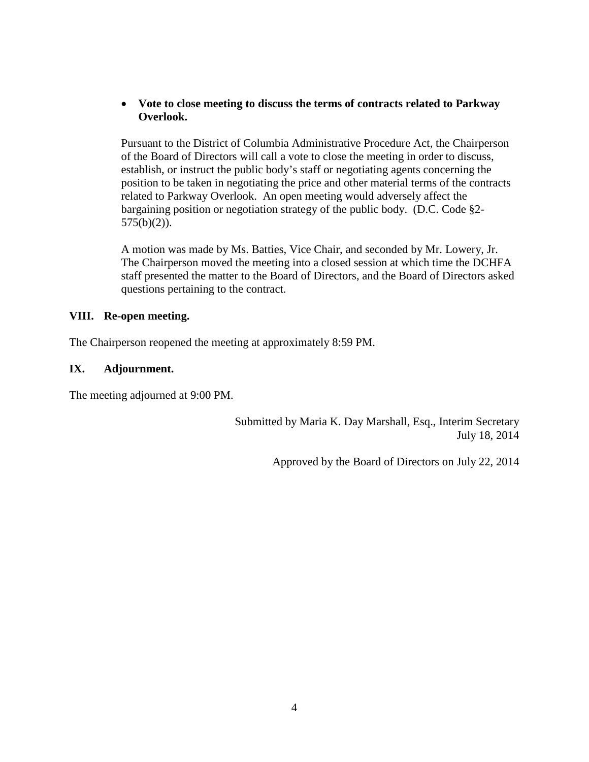- **Vote to close meeting to discuss the terms of contracts related to Parkway Overlook.**

  Pursuant to the District of Columbia Administrative Procedure Act, the Chairperson of the Board of Directors will call a vote to close the meeting in order to discuss, establish, or instruct the public body's staff or negotiating agents concerning the position to be taken in negotiating the price and other material terms of the contracts related to Parkway Overlook. An open meeting would adversely affect the bargaining position or negotiation strategy of the public body. (D.C. Code §2-575(b)(2)).

  A motion was made by Ms. Batties, Vice Chair, and seconded by Mr. Lowery, Jr. The Chairperson moved the meeting into a closed session at which time the DCHFA staff presented the matter to the Board of Directors, and the Board of Directors asked questions pertaining to the contract.

## VIII. Re-open meeting.

The Chairperson reopened the meeting at approximately 8:59 PM.

## IX. Adjournment.

The meeting adjourned at 9:00 PM.

Submitted by Maria K. Day Marshall, Esq., Interim Secretary
July 18, 2014

Approved by the Board of Directors on July 22, 2014